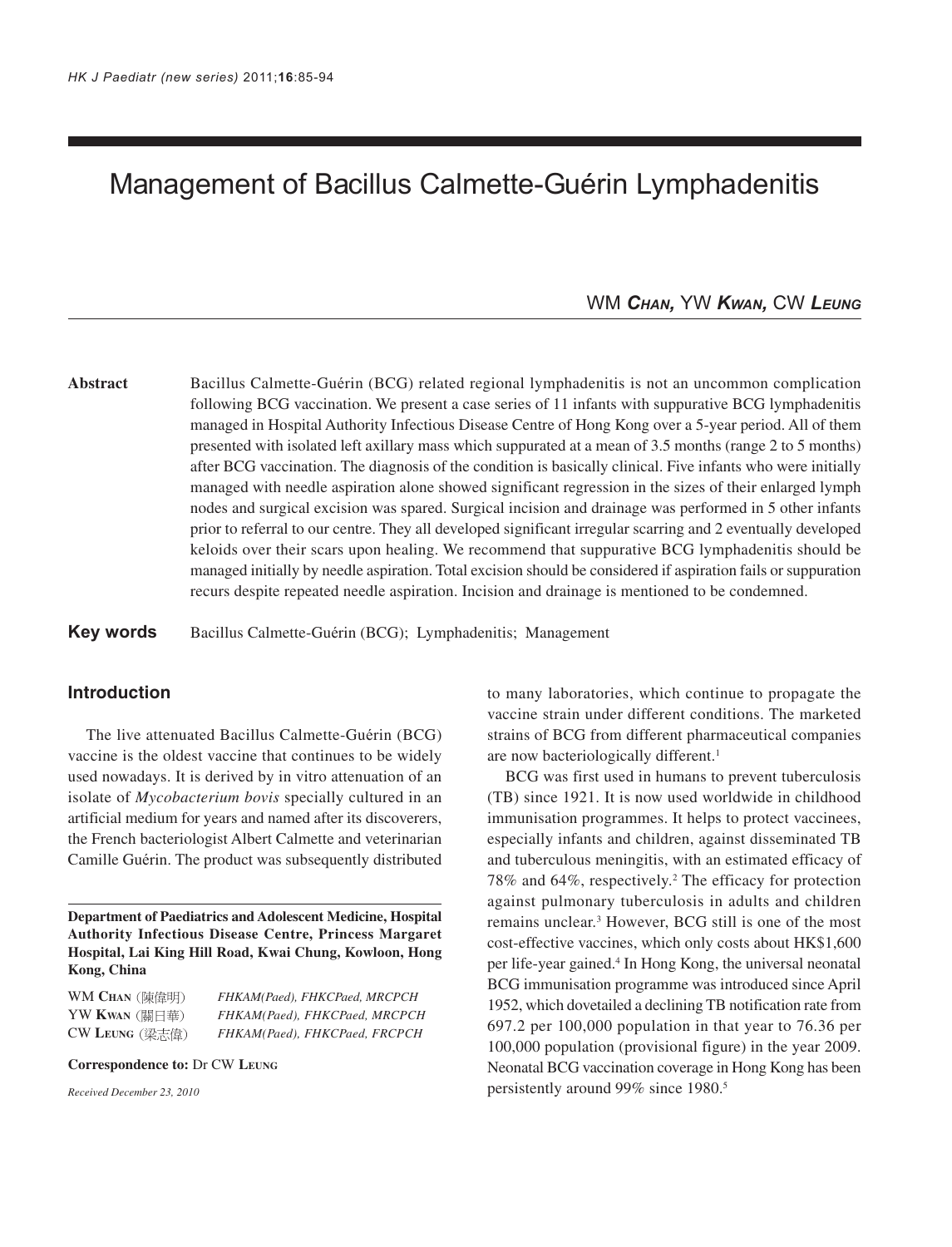# Management of Bacillus Calmette-Guérin Lymphadenitis

WM **Chan**, YW **Kwan**, CW **Leung**

**Abstract** Bacillus Calmette-Guérin (BCG) related regional lymphadenitis is not an uncommon complication following BCG vaccination. We present a case series of 11 infants with suppurative BCG lymphadenitis managed in Hospital Authority Infectious Disease Centre of Hong Kong over a 5-year period. All of them presented with isolated left axillary mass which suppurated at a mean of 3.5 months (range 2 to 5 months) after BCG vaccination. The diagnosis of the condition is basically clinical. Five infants who were initially managed with needle aspiration alone showed significant regression in the sizes of their enlarged lymph nodes and surgical excision was spared. Surgical incision and drainage was performed in 5 other infants prior to referral to our centre. They all developed significant irregular scarring and 2 eventually developed keloids over their scars upon healing. We recommend that suppurative BCG lymphadenitis should be managed initially by needle aspiration. Total excision should be considered if aspiration fails or suppuration recurs despite repeated needle aspiration. Incision and drainage is mentioned to be condemned.

**Key words** Bacillus Calmette-Guérin (BCG); Lymphadenitis; Management

## Introduction

The live attenuated Bacillus Calmette-Guérin (BCG) vaccine is the oldest vaccine that continues to be widely used nowadays. It is derived by in vitro attenuation of an isolate of *Mycobacterium bovis* specially cultured in an artificial medium for years and named after its discoverers, the French bacteriologist Albert Calmette and veterinarian Camille Guérin. The product was subsequently distributed to many laboratories, which continue to propagate the vaccine strain under different conditions. The marketed strains of BCG from different pharmaceutical companies are now bacteriologically different.[1]

BCG was first used in humans to prevent tuberculosis (TB) since 1921. It is now used worldwide in childhood immunisation programmes. It helps to protect vaccinees, especially infants and children, against disseminated TB and tuberculous meningitis, with an estimated efficacy of 78% and 64%, respectively.[2] The efficacy for protection against pulmonary tuberculosis in adults and children remains unclear.[3] However, BCG still is one of the most cost-effective vaccines, which only costs about HK$1,600 per life-year gained.[4] In Hong Kong, the universal neonatal BCG immunisation programme was introduced since April 1952, which dovetailed a declining TB notification rate from 697.2 per 100,000 population in that year to 76.36 per 100,000 population (provisional figure) in the year 2009. Neonatal BCG vaccination coverage in Hong Kong has been persistently around 99% since 1980.[5]

**Department of Paediatrics and Adolescent Medicine, Hospital Authority Infectious Disease Centre, Princess Margaret Hospital, Lai King Hill Road, Kwai Chung, Kowloon, Hong Kong, China**

WM **Chan** (陳偉明) *FHKAM(Paed), FHKCPaed, MRCPCH*
YW **Kwan** (關日華) *FHKAM(Paed), FHKCPaed, MRCPCH*
CW **Leung** (梁志偉) *FHKAM(Paed), FHKCPaed, FRCPCH*

**Correspondence to:** Dr CW **Leung**

*Received December 23, 2010*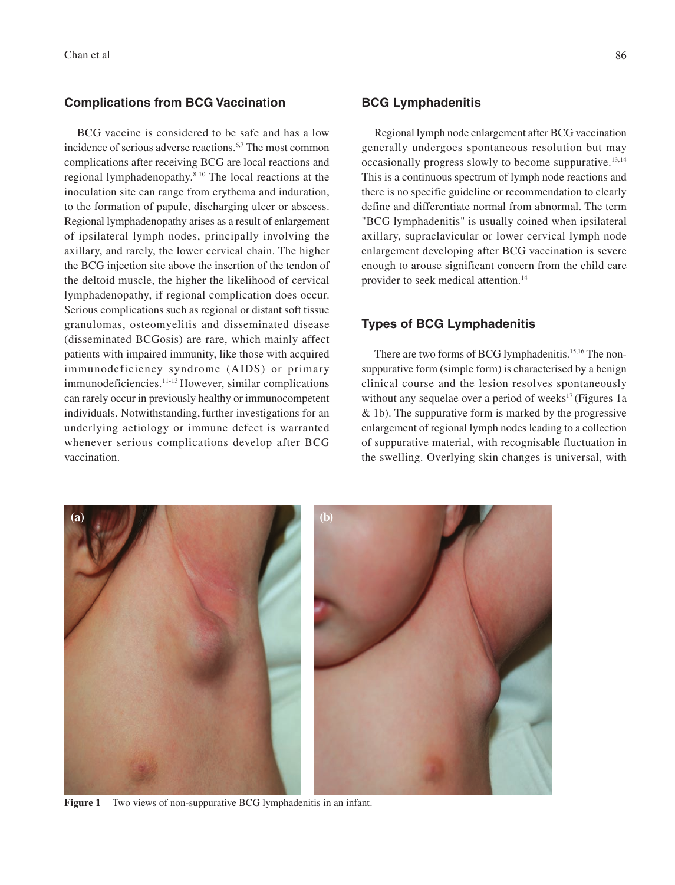## Complications from BCG Vaccination

BCG vaccine is considered to be safe and has a low incidence of serious adverse reactions.[6,7] The most common complications after receiving BCG are local reactions and regional lymphadenopathy.[8-10] The local reactions at the inoculation site can range from erythema and induration, to the formation of papule, discharging ulcer or abscess. Regional lymphadenopathy arises as a result of enlargement of ipsilateral lymph nodes, principally involving the axillary, and rarely, the lower cervical chain. The higher the BCG injection site above the insertion of the tendon of the deltoid muscle, the higher the likelihood of cervical lymphadenopathy, if regional complication does occur. Serious complications such as regional or distant soft tissue granulomas, osteomyelitis and disseminated disease (disseminated BCGosis) are rare, which mainly affect patients with impaired immunity, like those with acquired immunodeficiency syndrome (AIDS) or primary immunodeficiencies.[11-13] However, similar complications can rarely occur in previously healthy or immunocompetent individuals. Notwithstanding, further investigations for an underlying aetiology or immune defect is warranted whenever serious complications develop after BCG vaccination.

## BCG Lymphadenitis

Regional lymph node enlargement after BCG vaccination generally undergoes spontaneous resolution but may occasionally progress slowly to become suppurative.[13,14] This is a continuous spectrum of lymph node reactions and there is no specific guideline or recommendation to clearly define and differentiate normal from abnormal. The term "BCG lymphadenitis" is usually coined when ipsilateral axillary, supraclavicular or lower cervical lymph node enlargement developing after BCG vaccination is severe enough to arouse significant concern from the child care provider to seek medical attention.[14]

## Types of BCG Lymphadenitis

There are two forms of BCG lymphadenitis.[15,16] The non-suppurative form (simple form) is characterised by a benign clinical course and the lesion resolves spontaneously without any sequelae over a period of weeks[17] (Figures 1a & 1b). The suppurative form is marked by the progressive enlargement of regional lymph nodes leading to a collection of suppurative material, with recognisable fluctuation in the swelling. Overlying skin changes is universal, with

**Figure 1** Two views of non-suppurative BCG lymphadenitis in an infant.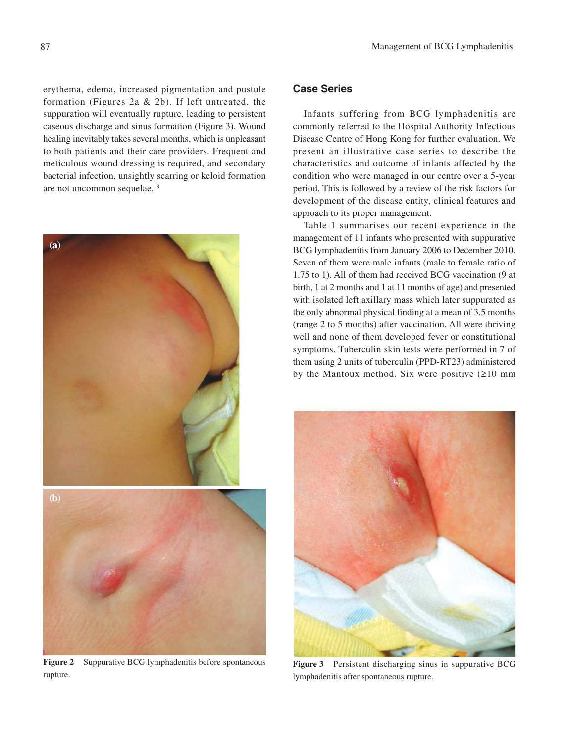erythema, edema, increased pigmentation and pustule formation (Figures 2a & 2b). If left untreated, the suppuration will eventually rupture, leading to persistent caseous discharge and sinus formation (Figure 3). Wound healing inevitably takes several months, which is unpleasant to both patients and their care providers. Frequent and meticulous wound dressing is required, and secondary bacterial infection, unsightly scarring or keloid formation are not uncommon sequelae.[18]

**Figure 2** Suppurative BCG lymphadenitis before spontaneous rupture.

## Case Series

Infants suffering from BCG lymphadenitis are commonly referred to the Hospital Authority Infectious Disease Centre of Hong Kong for further evaluation. We present an illustrative case series to describe the characteristics and outcome of infants affected by the condition who were managed in our centre over a 5-year period. This is followed by a review of the risk factors for development of the disease entity, clinical features and approach to its proper management.

Table 1 summarises our recent experience in the management of 11 infants who presented with suppurative BCG lymphadenitis from January 2006 to December 2010. Seven of them were male infants (male to female ratio of 1.75 to 1). All of them had received BCG vaccination (9 at birth, 1 at 2 months and 1 at 11 months of age) and presented with isolated left axillary mass which later suppurated as the only abnormal physical finding at a mean of 3.5 months (range 2 to 5 months) after vaccination. All were thriving well and none of them developed fever or constitutional symptoms. Tuberculin skin tests were performed in 7 of them using 2 units of tuberculin (PPD-RT23) administered by the Mantoux method. Six were positive (≥10 mm

**Figure 3** Persistent discharging sinus in suppurative BCG lymphadenitis after spontaneous rupture.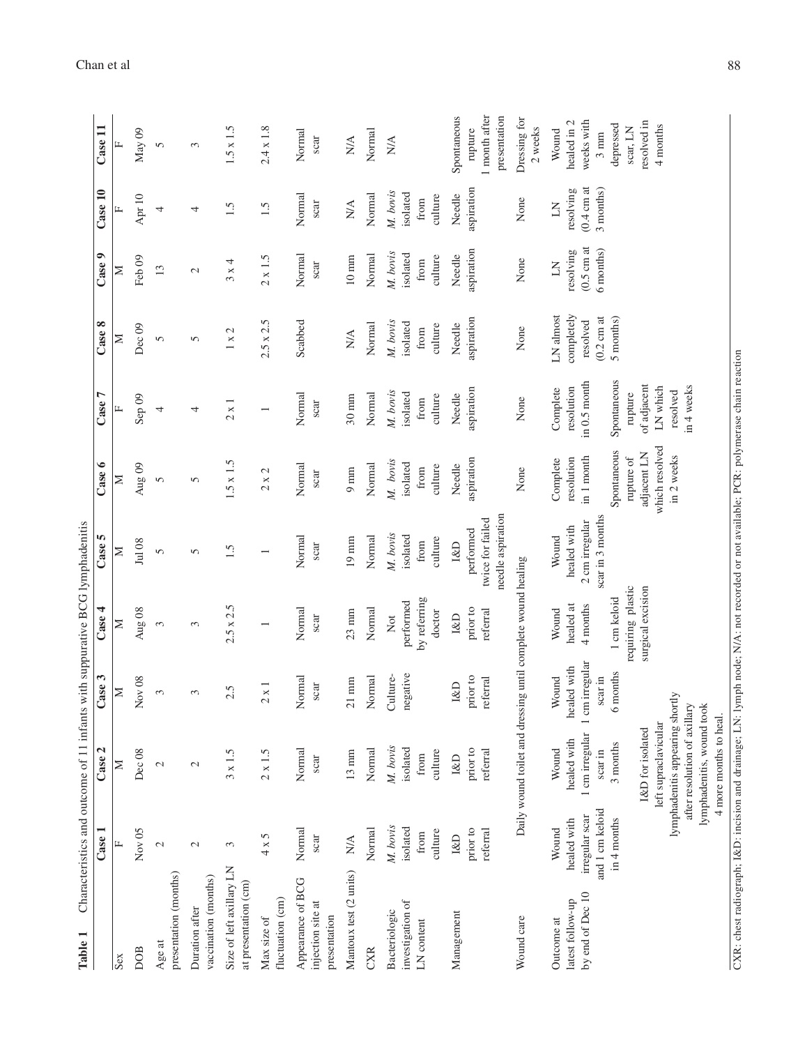**Table 1** Characteristics and outcome of 11 infants with suppurative BCG lymphadenitis

| | Case 1 | Case 2 | Case 3 | Case 4 | Case 5 | Case 6 | Case 7 | Case 8 | Case 9 | Case 10 | Case 11 |
|---|---|---|---|---|---|---|---|---|---|---|---|
| Sex | F | M | M | M | M | M | F | M | M | F | F |
| DOB | Nov 05 | Dec 08 | Nov 08 | Aug 08 | Jul 08 | Aug 09 | Sep 09 | Dec 09 | Feb 09 | Apr 10 | May 09 |
| Age at presentation (months) | 2 | 2 | 3 | 3 | 5 | 5 | 4 | 5 | 13 | 4 | 5 |
| Duration after vaccination (months) | 2 | 2 | 3 | 3 | 5 | 5 | 4 | 5 | 2 | 4 | 3 |
| Size of left axillary LN at presentation (cm) | 3 | 3 x 1.5 | 2.5 | 2.5 x 2.5 | 1.5 | 1.5 x 1.5 | 2 x 1 | 1 x 2 | 3 x 4 | 1.5 | 1.5 x 1.5 |
| Max size of fluctuation (cm) | 4 x 5 | 2 x 1.5 | 2 x 1 | 1 | 1 | 2 x 2 | 1 | 2.5 x 2.5 | 2 x 1.5 | 1.5 | 2.4 x 1.8 |
| Appearance of BCG injection site at presentation | Normal scar | Normal scar | Normal scar | Normal scar | Normal scar | Normal scar | Normal scar | Scabbed | Normal scar | Normal scar | Normal scar |
| Mantoux test (2 units) | N/A | 13 mm | 21 mm | 23 mm | 19 mm | 9 mm | 30 mm | N/A | 10 mm | N/A | N/A |
| CXR | Normal | Normal | Normal | Normal | Normal | Normal | Normal | Normal | Normal | Normal | Normal |
| Bacteriologic investigation of LN content | *M. bovis* isolated from culture | *M. bovis* isolated from culture | Culture-negative | Not performed by referring doctor | *M. bovis* isolated from culture | *M. bovis* isolated from culture | *M. bovis* isolated from culture | *M. bovis* isolated from culture | *M. bovis* isolated from culture | *M. bovis* isolated from culture | N/A |
| Management | I&D prior to referral | I&D prior to referral | I&D prior to referral | I&D prior to referral | I&D performed twice for failed needle aspiration | Needle aspiration | Needle aspiration | Needle aspiration | Needle aspiration | Needle aspiration | Spontaneous rupture 1 month after presentation |
| Wound care | Daily wound toilet and dressing until complete wound healing | | | | | None | None | None | None | None | Dressing for 2 weeks |
| Outcome at latest follow-up by end of Dec 10 | Wound healed with irregular scar and 1 cm keloid in 4 months | Wound healed with 1 cm irregular scar in 3 months. I&D for isolated left supraclavicular lymphadenitis appearing shortly after resolution of axillary lymphadenitis, wound took 4 more months to heal. | Wound healed with 1 cm irregular scar in 6 months | Wound healed at 4 months. 1 cm keloid requiring plastic surgical excision | Wound healed with 2 cm irregular scar in 3 months | Complete resolution in 1 month. Spontaneous rupture of adjacent LN which resolved in 2 weeks | Complete resolution in 0.5 month. Spontaneous rupture of adjacent LN which resolved in 4 weeks | LN almost completely resolved (0.2 cm at 5 months) | LN resolving (0.5 cm at 6 months) | LN resolving (0.4 cm at 3 months) | Wound healed in 2 weeks with 3 mm depressed scar, LN resolved in 4 months |

CXR: chest radiograph; I&D: incision and drainage; LN: lymph node; N/A: not recorded or not available; PCR: polymerase chain reaction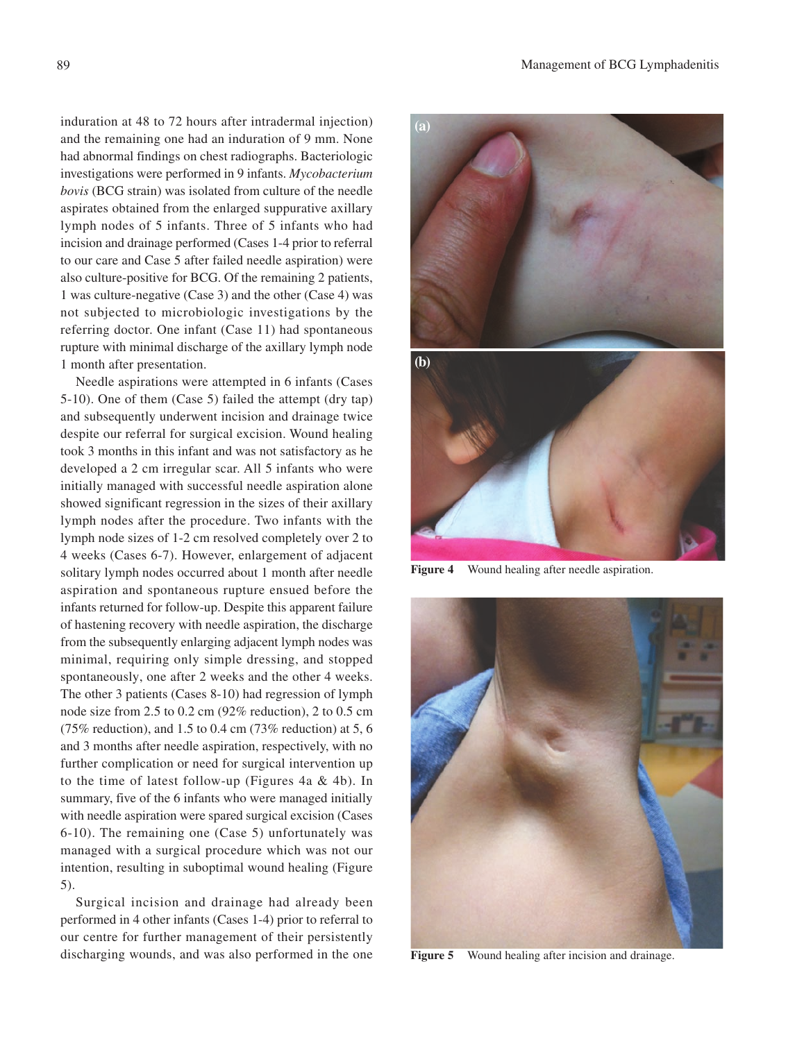induration at 48 to 72 hours after intradermal injection) and the remaining one had an induration of 9 mm. None had abnormal findings on chest radiographs. Bacteriologic investigations were performed in 9 infants. *Mycobacterium bovis* (BCG strain) was isolated from culture of the needle aspirates obtained from the enlarged suppurative axillary lymph nodes of 5 infants. Three of 5 infants who had incision and drainage performed (Cases 1-4 prior to referral to our care and Case 5 after failed needle aspiration) were also culture-positive for BCG. Of the remaining 2 patients, 1 was culture-negative (Case 3) and the other (Case 4) was not subjected to microbiologic investigations by the referring doctor. One infant (Case 11) had spontaneous rupture with minimal discharge of the axillary lymph node 1 month after presentation.

Needle aspirations were attempted in 6 infants (Cases 5-10). One of them (Case 5) failed the attempt (dry tap) and subsequently underwent incision and drainage twice despite our referral for surgical excision. Wound healing took 3 months in this infant and was not satisfactory as he developed a 2 cm irregular scar. All 5 infants who were initially managed with successful needle aspiration alone showed significant regression in the sizes of their axillary lymph nodes after the procedure. Two infants with the lymph node sizes of 1-2 cm resolved completely over 2 to 4 weeks (Cases 6-7). However, enlargement of adjacent solitary lymph nodes occurred about 1 month after needle aspiration and spontaneous rupture ensued before the infants returned for follow-up. Despite this apparent failure of hastening recovery with needle aspiration, the discharge from the subsequently enlarging adjacent lymph nodes was minimal, requiring only simple dressing, and stopped spontaneously, one after 2 weeks and the other 4 weeks. The other 3 patients (Cases 8-10) had regression of lymph node size from 2.5 to 0.2 cm (92% reduction), 2 to 0.5 cm (75% reduction), and 1.5 to 0.4 cm (73% reduction) at 5, 6 and 3 months after needle aspiration, respectively, with no further complication or need for surgical intervention up to the time of latest follow-up (Figures 4a & 4b). In summary, five of the 6 infants who were managed initially with needle aspiration were spared surgical excision (Cases 6-10). The remaining one (Case 5) unfortunately was managed with a surgical procedure which was not our intention, resulting in suboptimal wound healing (Figure 5).

Surgical incision and drainage had already been performed in 4 other infants (Cases 1-4) prior to referral to our centre for further management of their persistently discharging wounds, and was also performed in the one

**Figure 4** Wound healing after needle aspiration.

**Figure 5** Wound healing after incision and drainage.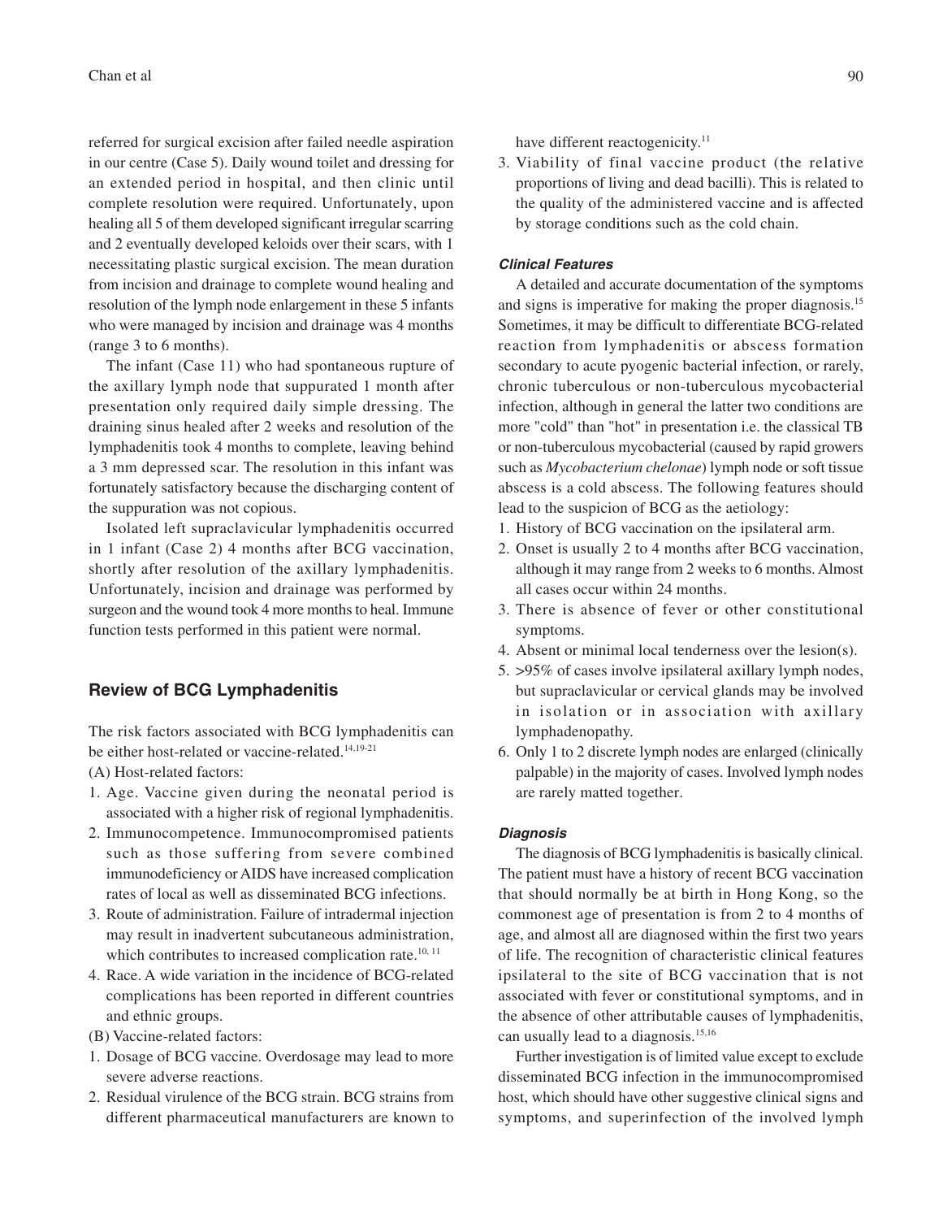referred for surgical excision after failed needle aspiration in our centre (Case 5). Daily wound toilet and dressing for an extended period in hospital, and then clinic until complete resolution were required. Unfortunately, upon healing all 5 of them developed significant irregular scarring and 2 eventually developed keloids over their scars, with 1 necessitating plastic surgical excision. The mean duration from incision and drainage to complete wound healing and resolution of the lymph node enlargement in these 5 infants who were managed by incision and drainage was 4 months (range 3 to 6 months).

The infant (Case 11) who had spontaneous rupture of the axillary lymph node that suppurated 1 month after presentation only required daily simple dressing. The draining sinus healed after 2 weeks and resolution of the lymphadenitis took 4 months to complete, leaving behind a 3 mm depressed scar. The resolution in this infant was fortunately satisfactory because the discharging content of the suppuration was not copious.

Isolated left supraclavicular lymphadenitis occurred in 1 infant (Case 2) 4 months after BCG vaccination, shortly after resolution of the axillary lymphadenitis. Unfortunately, incision and drainage was performed by surgeon and the wound took 4 more months to heal. Immune function tests performed in this patient were normal.

## Review of BCG Lymphadenitis

The risk factors associated with BCG lymphadenitis can be either host-related or vaccine-related.[14,19-21]

(A) Host-related factors:

1. Age. Vaccine given during the neonatal period is associated with a higher risk of regional lymphadenitis.
2. Immunocompetence. Immunocompromised patients such as those suffering from severe combined immunodeficiency or AIDS have increased complication rates of local as well as disseminated BCG infections.
3. Route of administration. Failure of intradermal injection may result in inadvertent subcutaneous administration, which contributes to increased complication rate.[10, 11]
4. Race. A wide variation in the incidence of BCG-related complications has been reported in different countries and ethnic groups.

(B) Vaccine-related factors:

1. Dosage of BCG vaccine. Overdosage may lead to more severe adverse reactions.
2. Residual virulence of the BCG strain. BCG strains from different pharmaceutical manufacturers are known to have different reactogenicity.[11]
3. Viability of final vaccine product (the relative proportions of living and dead bacilli). This is related to the quality of the administered vaccine and is affected by storage conditions such as the cold chain.

### *Clinical Features*

A detailed and accurate documentation of the symptoms and signs is imperative for making the proper diagnosis.[15] Sometimes, it may be difficult to differentiate BCG-related reaction from lymphadenitis or abscess formation secondary to acute pyogenic bacterial infection, or rarely, chronic tuberculous or non-tuberculous mycobacterial infection, although in general the latter two conditions are more "cold" than "hot" in presentation i.e. the classical TB or non-tuberculous mycobacterial (caused by rapid growers such as *Mycobacterium chelonae*) lymph node or soft tissue abscess is a cold abscess. The following features should lead to the suspicion of BCG as the aetiology:

1. History of BCG vaccination on the ipsilateral arm.
2. Onset is usually 2 to 4 months after BCG vaccination, although it may range from 2 weeks to 6 months. Almost all cases occur within 24 months.
3. There is absence of fever or other constitutional symptoms.
4. Absent or minimal local tenderness over the lesion(s).
5. >95% of cases involve ipsilateral axillary lymph nodes, but supraclavicular or cervical glands may be involved in isolation or in association with axillary lymphadenopathy.
6. Only 1 to 2 discrete lymph nodes are enlarged (clinically palpable) in the majority of cases. Involved lymph nodes are rarely matted together.

### *Diagnosis*

The diagnosis of BCG lymphadenitis is basically clinical. The patient must have a history of recent BCG vaccination that should normally be at birth in Hong Kong, so the commonest age of presentation is from 2 to 4 months of age, and almost all are diagnosed within the first two years of life. The recognition of characteristic clinical features ipsilateral to the site of BCG vaccination that is not associated with fever or constitutional symptoms, and in the absence of other attributable causes of lymphadenitis, can usually lead to a diagnosis.[15,16]

Further investigation is of limited value except to exclude disseminated BCG infection in the immunocompromised host, which should have other suggestive clinical signs and symptoms, and superinfection of the involved lymph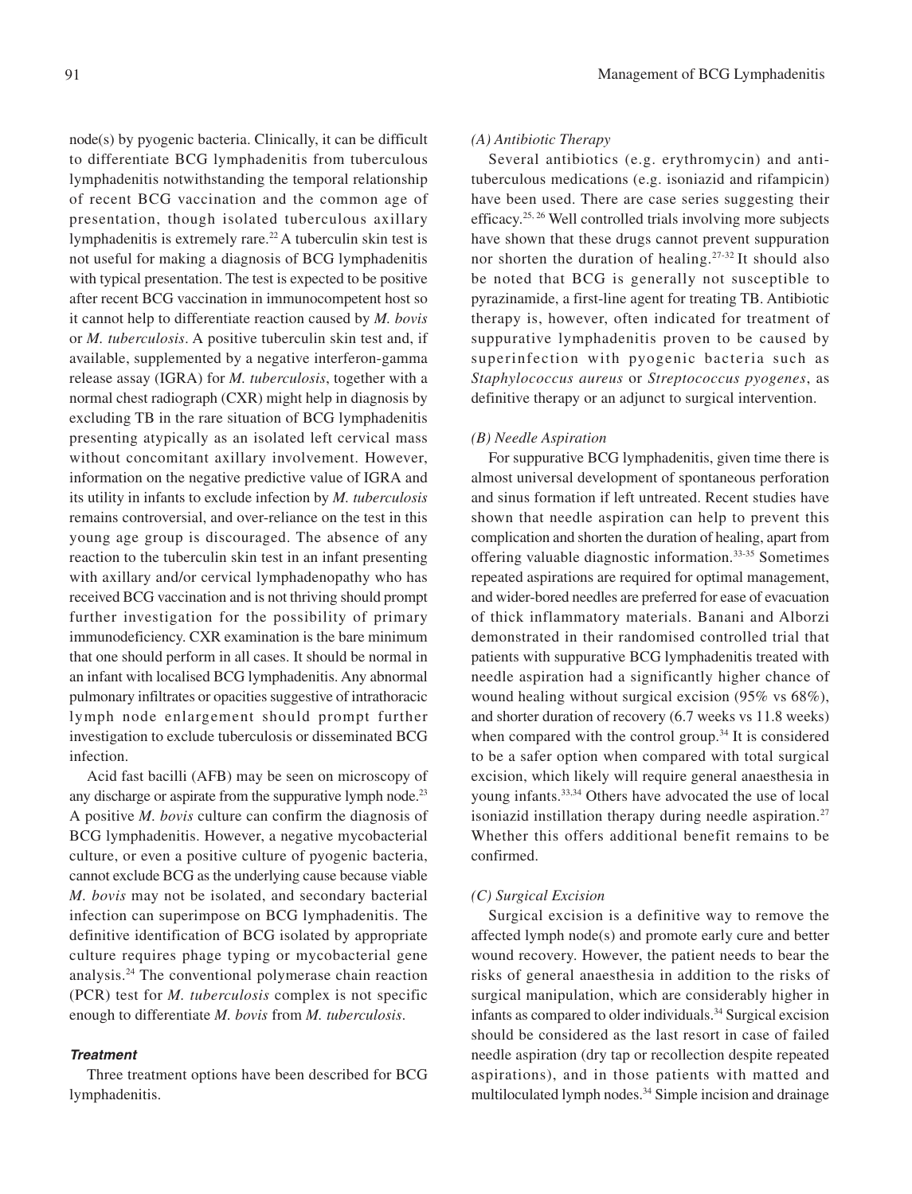node(s) by pyogenic bacteria. Clinically, it can be difficult to differentiate BCG lymphadenitis from tuberculous lymphadenitis notwithstanding the temporal relationship of recent BCG vaccination and the common age of presentation, though isolated tuberculous axillary lymphadenitis is extremely rare.[22] A tuberculin skin test is not useful for making a diagnosis of BCG lymphadenitis with typical presentation. The test is expected to be positive after recent BCG vaccination in immunocompetent host so it cannot help to differentiate reaction caused by *M. bovis* or *M. tuberculosis*. A positive tuberculin skin test and, if available, supplemented by a negative interferon-gamma release assay (IGRA) for *M. tuberculosis*, together with a normal chest radiograph (CXR) might help in diagnosis by excluding TB in the rare situation of BCG lymphadenitis presenting atypically as an isolated left cervical mass without concomitant axillary involvement. However, information on the negative predictive value of IGRA and its utility in infants to exclude infection by *M. tuberculosis* remains controversial, and over-reliance on the test in this young age group is discouraged. The absence of any reaction to the tuberculin skin test in an infant presenting with axillary and/or cervical lymphadenopathy who has received BCG vaccination and is not thriving should prompt further investigation for the possibility of primary immunodeficiency. CXR examination is the bare minimum that one should perform in all cases. It should be normal in an infant with localised BCG lymphadenitis. Any abnormal pulmonary infiltrates or opacities suggestive of intrathoracic lymph node enlargement should prompt further investigation to exclude tuberculosis or disseminated BCG infection.

Acid fast bacilli (AFB) may be seen on microscopy of any discharge or aspirate from the suppurative lymph node.[23] A positive *M. bovis* culture can confirm the diagnosis of BCG lymphadenitis. However, a negative mycobacterial culture, or even a positive culture of pyogenic bacteria, cannot exclude BCG as the underlying cause because viable *M. bovis* may not be isolated, and secondary bacterial infection can superimpose on BCG lymphadenitis. The definitive identification of BCG isolated by appropriate culture requires phage typing or mycobacterial gene analysis.[24] The conventional polymerase chain reaction (PCR) test for *M. tuberculosis* complex is not specific enough to differentiate *M. bovis* from *M. tuberculosis*.

### Treatment

Three treatment options have been described for BCG lymphadenitis.

#### *(A) Antibiotic Therapy*

Several antibiotics (e.g. erythromycin) and antituberculous medications (e.g. isoniazid and rifampicin) have been used. There are case series suggesting their efficacy.[25,26] Well controlled trials involving more subjects have shown that these drugs cannot prevent suppuration nor shorten the duration of healing.[27-32] It should also be noted that BCG is generally not susceptible to pyrazinamide, a first-line agent for treating TB. Antibiotic therapy is, however, often indicated for treatment of suppurative lymphadenitis proven to be caused by superinfection with pyogenic bacteria such as *Staphylococcus aureus* or *Streptococcus pyogenes*, as definitive therapy or an adjunct to surgical intervention.

#### *(B) Needle Aspiration*

For suppurative BCG lymphadenitis, given time there is almost universal development of spontaneous perforation and sinus formation if left untreated. Recent studies have shown that needle aspiration can help to prevent this complication and shorten the duration of healing, apart from offering valuable diagnostic information.[33-35] Sometimes repeated aspirations are required for optimal management, and wider-bored needles are preferred for ease of evacuation of thick inflammatory materials. Banani and Alborzi demonstrated in their randomised controlled trial that patients with suppurative BCG lymphadenitis treated with needle aspiration had a significantly higher chance of wound healing without surgical excision (95% vs 68%), and shorter duration of recovery (6.7 weeks vs 11.8 weeks) when compared with the control group.[34] It is considered to be a safer option when compared with total surgical excision, which likely will require general anaesthesia in young infants.[33,34] Others have advocated the use of local isoniazid instillation therapy during needle aspiration.[27] Whether this offers additional benefit remains to be confirmed.

#### *(C) Surgical Excision*

Surgical excision is a definitive way to remove the affected lymph node(s) and promote early cure and better wound recovery. However, the patient needs to bear the risks of general anaesthesia in addition to the risks of surgical manipulation, which are considerably higher in infants as compared to older individuals.[34] Surgical excision should be considered as the last resort in case of failed needle aspiration (dry tap or recollection despite repeated aspirations), and in those patients with matted and multiloculated lymph nodes.[34] Simple incision and drainage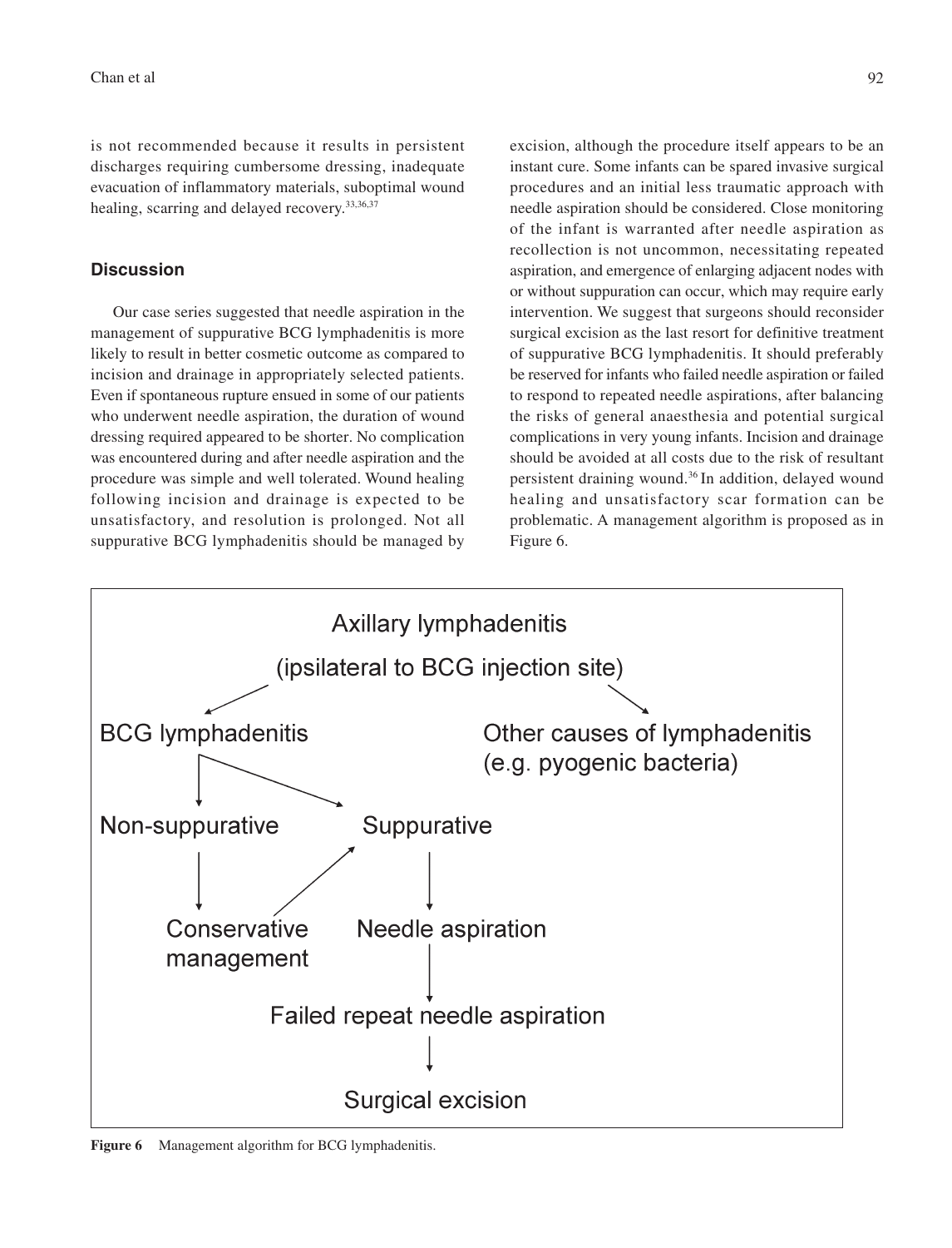is not recommended because it results in persistent discharges requiring cumbersome dressing, inadequate evacuation of inflammatory materials, suboptimal wound healing, scarring and delayed recovery.[33,36,37]

## Discussion

Our case series suggested that needle aspiration in the management of suppurative BCG lymphadenitis is more likely to result in better cosmetic outcome as compared to incision and drainage in appropriately selected patients. Even if spontaneous rupture ensued in some of our patients who underwent needle aspiration, the duration of wound dressing required appeared to be shorter. No complication was encountered during and after needle aspiration and the procedure was simple and well tolerated. Wound healing following incision and drainage is expected to be unsatisfactory, and resolution is prolonged. Not all suppurative BCG lymphadenitis should be managed by excision, although the procedure itself appears to be an instant cure. Some infants can be spared invasive surgical procedures and an initial less traumatic approach with needle aspiration should be considered. Close monitoring of the infant is warranted after needle aspiration as recollection is not uncommon, necessitating repeated aspiration, and emergence of enlarging adjacent nodes with or without suppuration can occur, which may require early intervention. We suggest that surgeons should reconsider surgical excision as the last resort for definitive treatment of suppurative BCG lymphadenitis. It should preferably be reserved for infants who failed needle aspiration or failed to respond to repeated needle aspirations, after balancing the risks of general anaesthesia and potential surgical complications in very young infants. Incision and drainage should be avoided at all costs due to the risk of resultant persistent draining wound.[36] In addition, delayed wound healing and unsatisfactory scar formation can be problematic. A management algorithm is proposed as in Figure 6.

```
Axillary lymphadenitis
(ipsilateral to BCG injection site)
├── BCG lymphadenitis
│   ├── Non-suppurative → Conservative management → Suppurative
│   └── Suppurative → Needle aspiration → Failed repeat needle aspiration → Surgical excision
└── Other causes of lymphadenitis (e.g. pyogenic bacteria)
```

**Figure 6** Management algorithm for BCG lymphadenitis.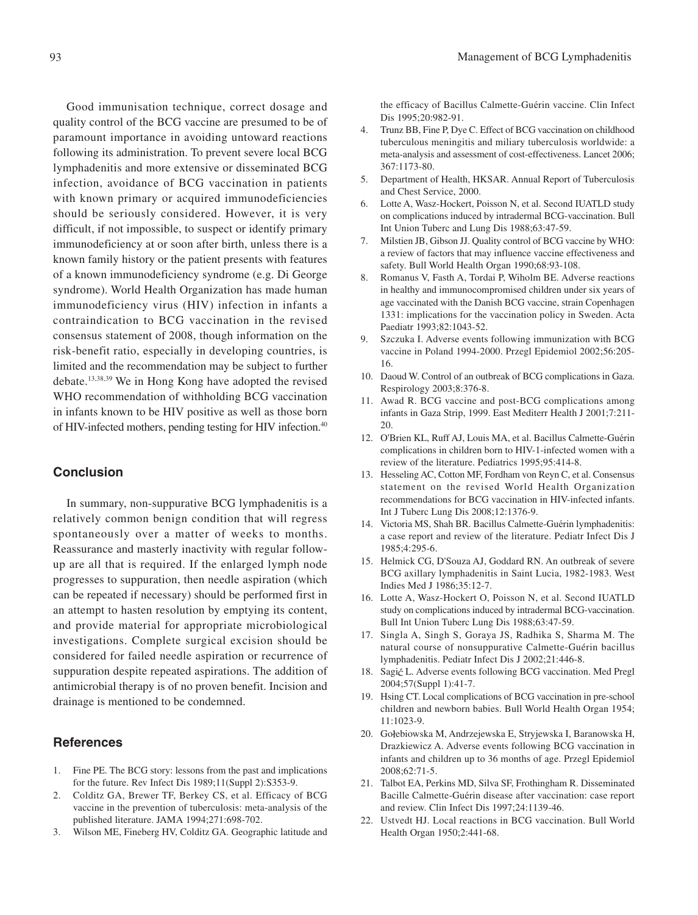Good immunisation technique, correct dosage and quality control of the BCG vaccine are presumed to be of paramount importance in avoiding untoward reactions following its administration. To prevent severe local BCG lymphadenitis and more extensive or disseminated BCG infection, avoidance of BCG vaccination in patients with known primary or acquired immunodeficiencies should be seriously considered. However, it is very difficult, if not impossible, to suspect or identify primary immunodeficiency at or soon after birth, unless there is a known family history or the patient presents with features of a known immunodeficiency syndrome (e.g. Di George syndrome). World Health Organization has made human immunodeficiency virus (HIV) infection in infants a contraindication to BCG vaccination in the revised consensus statement of 2008, though information on the risk-benefit ratio, especially in developing countries, is limited and the recommendation may be subject to further debate.[13,38,39] We in Hong Kong have adopted the revised WHO recommendation of withholding BCG vaccination in infants known to be HIV positive as well as those born of HIV-infected mothers, pending testing for HIV infection.[40]

## Conclusion

In summary, non-suppurative BCG lymphadenitis is a relatively common benign condition that will regress spontaneously over a matter of weeks to months. Reassurance and masterly inactivity with regular follow-up are all that is required. If the enlarged lymph node progresses to suppuration, then needle aspiration (which can be repeated if necessary) should be performed first in an attempt to hasten resolution by emptying its content, and provide material for appropriate microbiological investigations. Complete surgical excision should be considered for failed needle aspiration or recurrence of suppuration despite repeated aspirations. The addition of antimicrobial therapy is of no proven benefit. Incision and drainage is mentioned to be condemned.

## References

1. Fine PE. The BCG story: lessons from the past and implications for the future. Rev Infect Dis 1989;11(Suppl 2):S353-9.
2. Colditz GA, Brewer TF, Berkey CS, et al. Efficacy of BCG vaccine in the prevention of tuberculosis: meta-analysis of the published literature. JAMA 1994;271:698-702.
3. Wilson ME, Fineberg HV, Colditz GA. Geographic latitude and the efficacy of Bacillus Calmette-Guérin vaccine. Clin Infect Dis 1995;20:982-91.
4. Trunz BB, Fine P, Dye C. Effect of BCG vaccination on childhood tuberculous meningitis and miliary tuberculosis worldwide: a meta-analysis and assessment of cost-effectiveness. Lancet 2006; 367:1173-80.
5. Department of Health, HKSAR. Annual Report of Tuberculosis and Chest Service, 2000.
6. Lotte A, Wasz-Hockert, Poisson N, et al. Second IUATLD study on complications induced by intradermal BCG-vaccination. Bull Int Union Tuberc and Lung Dis 1988;63:47-59.
7. Milstien JB, Gibson JJ. Quality control of BCG vaccine by WHO: a review of factors that may influence vaccine effectiveness and safety. Bull World Health Organ 1990;68:93-108.
8. Romanus V, Fasth A, Tordai P, Wiholm BE. Adverse reactions in healthy and immunocompromised children under six years of age vaccinated with the Danish BCG vaccine, strain Copenhagen 1331: implications for the vaccination policy in Sweden. Acta Paediatr 1993;82:1043-52.
9. Szczuka I. Adverse events following immunization with BCG vaccine in Poland 1994-2000. Przegl Epidemiol 2002;56:205-16.
10. Daoud W. Control of an outbreak of BCG complications in Gaza. Respirology 2003;8:376-8.
11. Awad R. BCG vaccine and post-BCG complications among infants in Gaza Strip, 1999. East Mediterr Health J 2001;7:211-20.
12. O'Brien KL, Ruff AJ, Louis MA, et al. Bacillus Calmette-Guérin complications in children born to HIV-1-infected women with a review of the literature. Pediatrics 1995;95:414-8.
13. Hesseling AC, Cotton MF, Fordham von Reyn C, et al. Consensus statement on the revised World Health Organization recommendations for BCG vaccination in HIV-infected infants. Int J Tuberc Lung Dis 2008;12:1376-9.
14. Victoria MS, Shah BR. Bacillus Calmette-Guérin lymphadenitis: a case report and review of the literature. Pediatr Infect Dis J 1985;4:295-6.
15. Helmick CG, D'Souza AJ, Goddard RN. An outbreak of severe BCG axillary lymphadenitis in Saint Lucia, 1982-1983. West Indies Med J 1986;35:12-7.
16. Lotte A, Wasz-Hockert O, Poisson N, et al. Second IUATLD study on complications induced by intradermal BCG-vaccination. Bull Int Union Tuberc Lung Dis 1988;63:47-59.
17. Singla A, Singh S, Goraya JS, Radhika S, Sharma M. The natural course of nonsuppurative Calmette-Guérin bacillus lymphadenitis. Pediatr Infect Dis J 2002;21:446-8.
18. Sagić L. Adverse events following BCG vaccination. Med Pregl 2004;57(Suppl 1):41-7.
19. Hsing CT. Local complications of BCG vaccination in pre-school children and newborn babies. Bull World Health Organ 1954; 11:1023-9.
20. Gołębiowska M, Andrzejewska E, Stryjewska I, Baranowska H, Drazkiewicz A. Adverse events following BCG vaccination in infants and children up to 36 months of age. Przegl Epidemiol 2008;62:71-5.
21. Talbot EA, Perkins MD, Silva SF, Frothingham R. Disseminated Bacille Calmette-Guérin disease after vaccination: case report and review. Clin Infect Dis 1997;24:1139-46.
22. Ustvedt HJ. Local reactions in BCG vaccination. Bull World Health Organ 1950;2:441-68.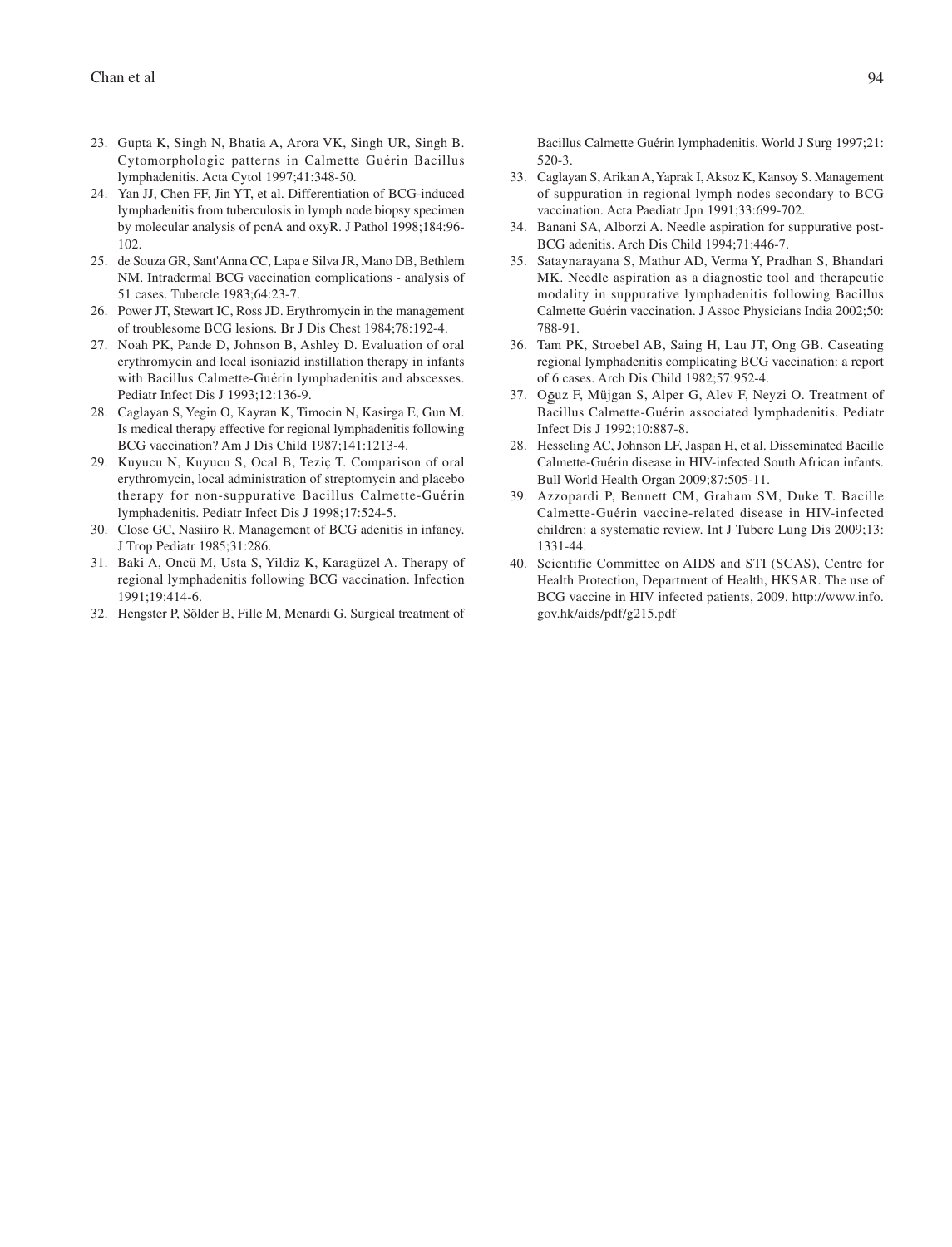23. Gupta K, Singh N, Bhatia A, Arora VK, Singh UR, Singh B. Cytomorphologic patterns in Calmette Guérin Bacillus lymphadenitis. Acta Cytol 1997;41:348-50.
24. Yan JJ, Chen FF, Jin YT, et al. Differentiation of BCG-induced lymphadenitis from tuberculosis in lymph node biopsy specimen by molecular analysis of pcnA and oxyR. J Pathol 1998;184:96-102.
25. de Souza GR, Sant'Anna CC, Lapa e Silva JR, Mano DB, Bethlem NM. Intradermal BCG vaccination complications - analysis of 51 cases. Tubercle 1983;64:23-7.
26. Power JT, Stewart IC, Ross JD. Erythromycin in the management of troublesome BCG lesions. Br J Dis Chest 1984;78:192-4.
27. Noah PK, Pande D, Johnson B, Ashley D. Evaluation of oral erythromycin and local isoniazid instillation therapy in infants with Bacillus Calmette-Guérin lymphadenitis and abscesses. Pediatr Infect Dis J 1993;12:136-9.
28. Caglayan S, Yegin O, Kayran K, Timocin N, Kasirga E, Gun M. Is medical therapy effective for regional lymphadenitis following BCG vaccination? Am J Dis Child 1987;141:1213-4.
29. Kuyucu N, Kuyucu S, Ocal B, Teziç T. Comparison of oral erythromycin, local administration of streptomycin and placebo therapy for non-suppurative Bacillus Calmette-Guérin lymphadenitis. Pediatr Infect Dis J 1998;17:524-5.
30. Close GC, Nasiiro R. Management of BCG adenitis in infancy. J Trop Pediatr 1985;31:286.
31. Baki A, Oncü M, Usta S, Yildiz K, Karagüzel A. Therapy of regional lymphadenitis following BCG vaccination. Infection 1991;19:414-6.
32. Hengster P, Sölder B, Fille M, Menardi G. Surgical treatment of Bacillus Calmette Guérin lymphadenitis. World J Surg 1997;21: 520-3.
33. Caglayan S, Arikan A, Yaprak I, Aksoz K, Kansoy S. Management of suppuration in regional lymph nodes secondary to BCG vaccination. Acta Paediatr Jpn 1991;33:699-702.
34. Banani SA, Alborzi A. Needle aspiration for suppurative post-BCG adenitis. Arch Dis Child 1994;71:446-7.
35. Sataynarayana S, Mathur AD, Verma Y, Pradhan S, Bhandari MK. Needle aspiration as a diagnostic tool and therapeutic modality in suppurative lymphadenitis following Bacillus Calmette Guérin vaccination. J Assoc Physicians India 2002;50: 788-91.
36. Tam PK, Stroebel AB, Saing H, Lau JT, Ong GB. Caseating regional lymphadenitis complicating BCG vaccination: a report of 6 cases. Arch Dis Child 1982;57:952-4.
37. Oğuz F, Müjgan S, Alper G, Alev F, Neyzi O. Treatment of Bacillus Calmette-Guérin associated lymphadenitis. Pediatr Infect Dis J 1992;10:887-8.
28. Hesseling AC, Johnson LF, Jaspan H, et al. Disseminated Bacille Calmette-Guérin disease in HIV-infected South African infants. Bull World Health Organ 2009;87:505-11.
39. Azzopardi P, Bennett CM, Graham SM, Duke T. Bacille Calmette-Guérin vaccine-related disease in HIV-infected children: a systematic review. Int J Tuberc Lung Dis 2009;13: 1331-44.
40. Scientific Committee on AIDS and STI (SCAS), Centre for Health Protection, Department of Health, HKSAR. The use of BCG vaccine in HIV infected patients, 2009. http://www.info.gov.hk/aids/pdf/g215.pdf